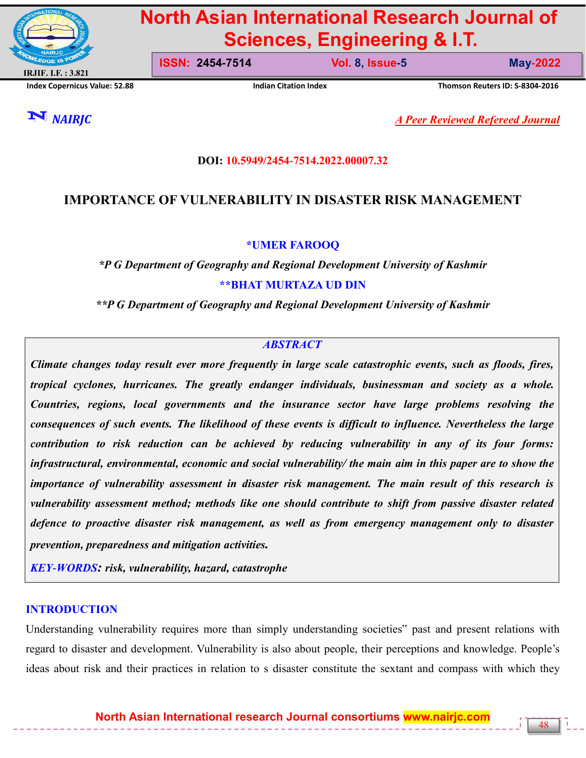**DOI: 10.5949/2454-7514.2022.00007.32**

# IMPORTANCE OF VULNERABILITY IN DISASTER RISK MANAGEMENT

**\*UMER FAROOQ**

*\*P G Department of Geography and Regional Development University of Kashmir*

**\*\*BHAT MURTAZA UD DIN**

*\*\*P G Department of Geography and Regional Development University of Kashmir*

## ABSTRACT

***Climate changes today result ever more frequently in large scale catastrophic events, such as floods, fires, tropical cyclones, hurricanes. The greatly endanger individuals, businessman and society as a whole. Countries, regions, local governments and the insurance sector have large problems resolving the consequences of such events. The likelihood of these events is difficult to influence. Nevertheless the large contribution to risk reduction can be achieved by reducing vulnerability in any of its four forms: infrastructural, environmental, economic and social vulnerability/ the main aim in this paper are to show the importance of vulnerability assessment in disaster risk management. The main result of this research is vulnerability assessment method; methods like one should contribute to shift from passive disaster related defence to proactive disaster risk management, as well as from emergency management only to disaster prevention, preparedness and mitigation activities.***

***KEY-WORDS: risk, vulnerability, hazard, catastrophe***

## INTRODUCTION

Understanding vulnerability requires more than simply understanding societies" past and present relations with regard to disaster and development. Vulnerability is also about people, their perceptions and knowledge. People's ideas about risk and their practices in relation to s disaster constitute the sextant and compass with which they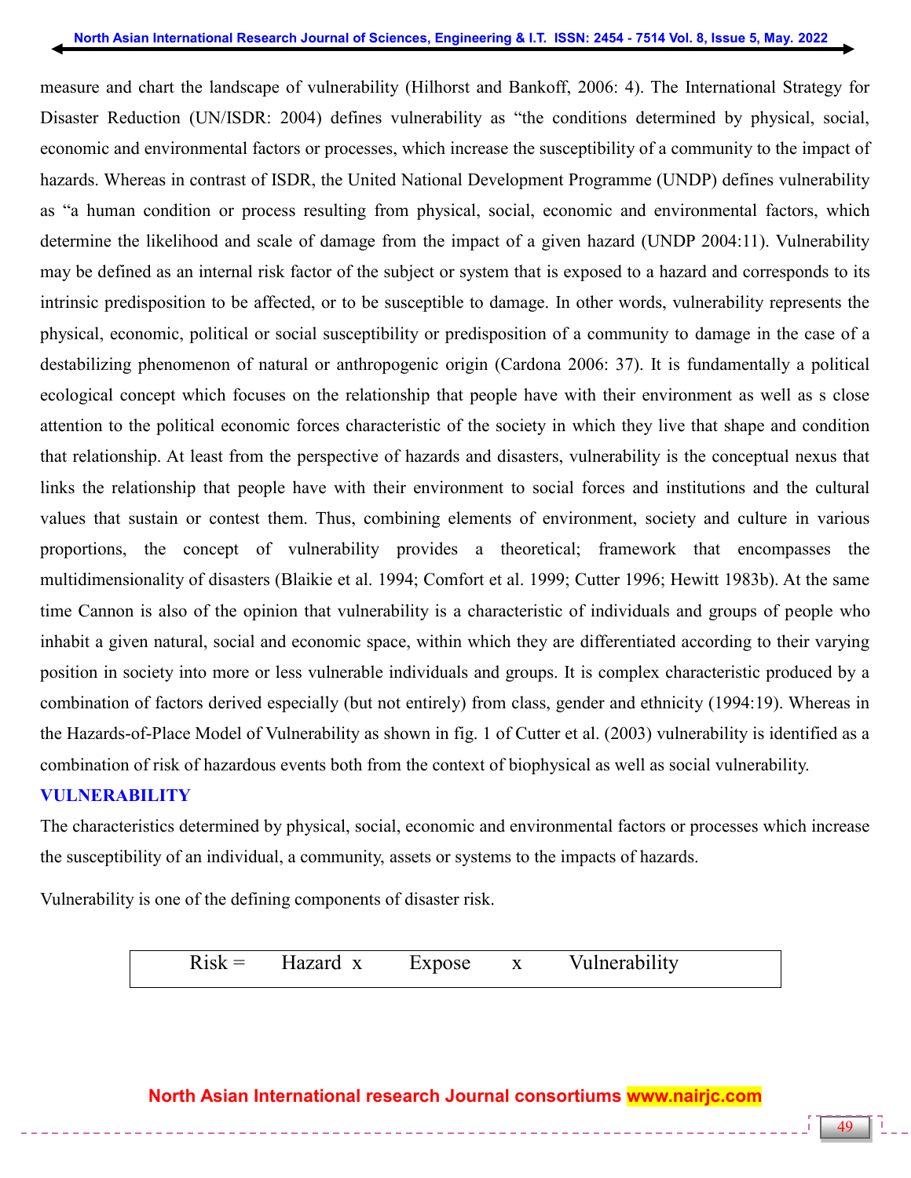measure and chart the landscape of vulnerability (Hilhorst and Bankoff, 2006: 4). The International Strategy for Disaster Reduction (UN/ISDR: 2004) defines vulnerability as "the conditions determined by physical, social, economic and environmental factors or processes, which increase the susceptibility of a community to the impact of hazards. Whereas in contrast of ISDR, the United National Development Programme (UNDP) defines vulnerability as "a human condition or process resulting from physical, social, economic and environmental factors, which determine the likelihood and scale of damage from the impact of a given hazard (UNDP 2004:11). Vulnerability may be defined as an internal risk factor of the subject or system that is exposed to a hazard and corresponds to its intrinsic predisposition to be affected, or to be susceptible to damage. In other words, vulnerability represents the physical, economic, political or social susceptibility or predisposition of a community to damage in the case of a destabilizing phenomenon of natural or anthropogenic origin (Cardona 2006: 37). It is fundamentally a political ecological concept which focuses on the relationship that people have with their environment as well as s close attention to the political economic forces characteristic of the society in which they live that shape and condition that relationship. At least from the perspective of hazards and disasters, vulnerability is the conceptual nexus that links the relationship that people have with their environment to social forces and institutions and the cultural values that sustain or contest them. Thus, combining elements of environment, society and culture in various proportions, the concept of vulnerability provides a theoretical; framework that encompasses the multidimensionality of disasters (Blaikie et al. 1994; Comfort et al. 1999; Cutter 1996; Hewitt 1983b). At the same time Cannon is also of the opinion that vulnerability is a characteristic of individuals and groups of people who inhabit a given natural, social and economic space, within which they are differentiated according to their varying position in society into more or less vulnerable individuals and groups. It is complex characteristic produced by a combination of factors derived especially (but not entirely) from class, gender and ethnicity (1994:19). Whereas in the Hazards-of-Place Model of Vulnerability as shown in fig. 1 of Cutter et al. (2003) vulnerability is identified as a combination of risk of hazardous events both from the context of biophysical as well as social vulnerability.

## VULNERABILITY

The characteristics determined by physical, social, economic and environmental factors or processes which increase the susceptibility of an individual, a community, assets or systems to the impacts of hazards.

Vulnerability is one of the defining components of disaster risk.

| Risk = Hazard x Expose x Vulnerability |
|---|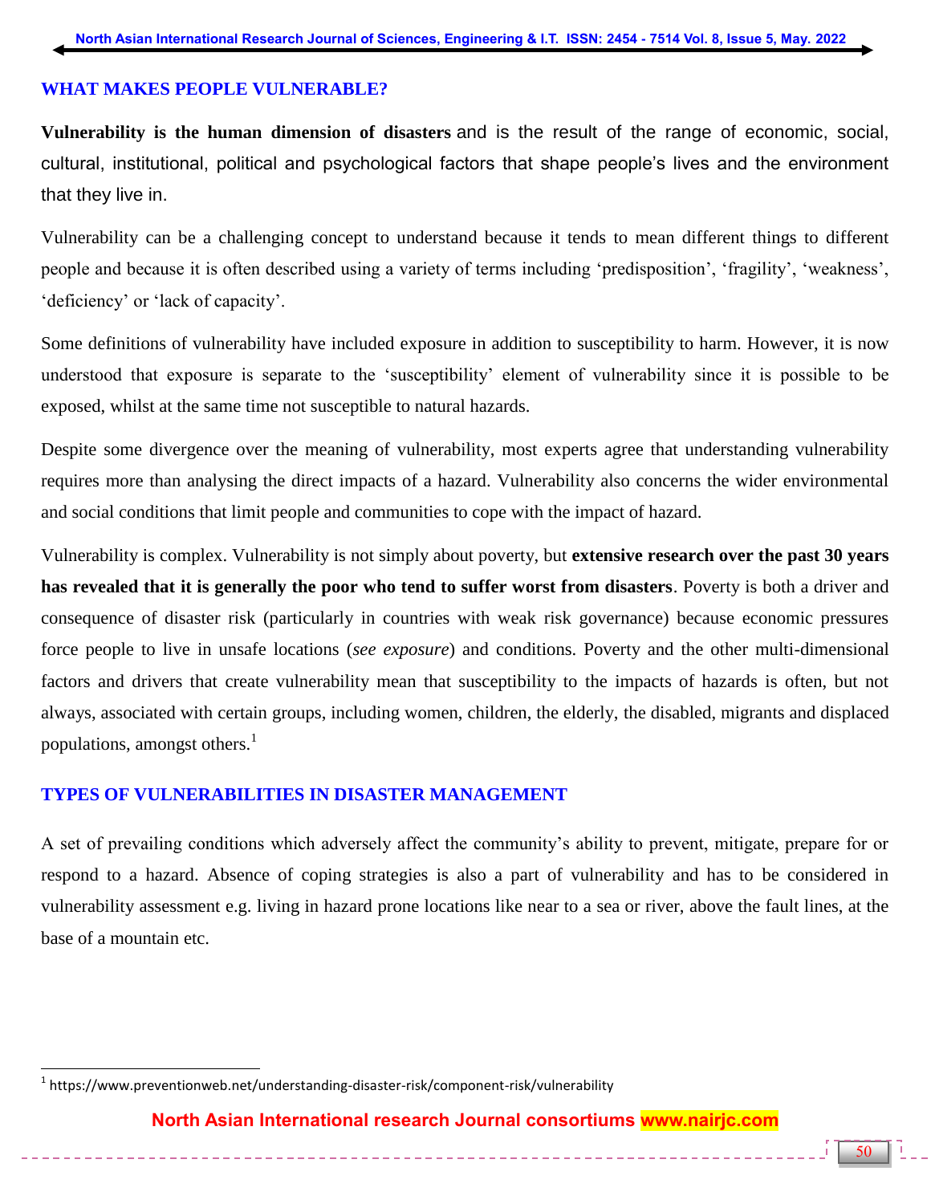## WHAT MAKES PEOPLE VULNERABLE?

**Vulnerability is the human dimension of disasters** and is the result of the range of economic, social, cultural, institutional, political and psychological factors that shape people's lives and the environment that they live in.

Vulnerability can be a challenging concept to understand because it tends to mean different things to different people and because it is often described using a variety of terms including 'predisposition', 'fragility', 'weakness', 'deficiency' or 'lack of capacity'.

Some definitions of vulnerability have included exposure in addition to susceptibility to harm. However, it is now understood that exposure is separate to the 'susceptibility' element of vulnerability since it is possible to be exposed, whilst at the same time not susceptible to natural hazards.

Despite some divergence over the meaning of vulnerability, most experts agree that understanding vulnerability requires more than analysing the direct impacts of a hazard. Vulnerability also concerns the wider environmental and social conditions that limit people and communities to cope with the impact of hazard.

Vulnerability is complex. Vulnerability is not simply about poverty, but **extensive research over the past 30 years has revealed that it is generally the poor who tend to suffer worst from disasters**. Poverty is both a driver and consequence of disaster risk (particularly in countries with weak risk governance) because economic pressures force people to live in unsafe locations (*see exposure*) and conditions. Poverty and the other multi-dimensional factors and drivers that create vulnerability mean that susceptibility to the impacts of hazards is often, but not always, associated with certain groups, including women, children, the elderly, the disabled, migrants and displaced populations, amongst others.[1]

## TYPES OF VULNERABILITIES IN DISASTER MANAGEMENT

A set of prevailing conditions which adversely affect the community's ability to prevent, mitigate, prepare for or respond to a hazard. Absence of coping strategies is also a part of vulnerability and has to be considered in vulnerability assessment e.g. living in hazard prone locations like near to a sea or river, above the fault lines, at the base of a mountain etc.

[1] https://www.preventionweb.net/understanding-disaster-risk/component-risk/vulnerability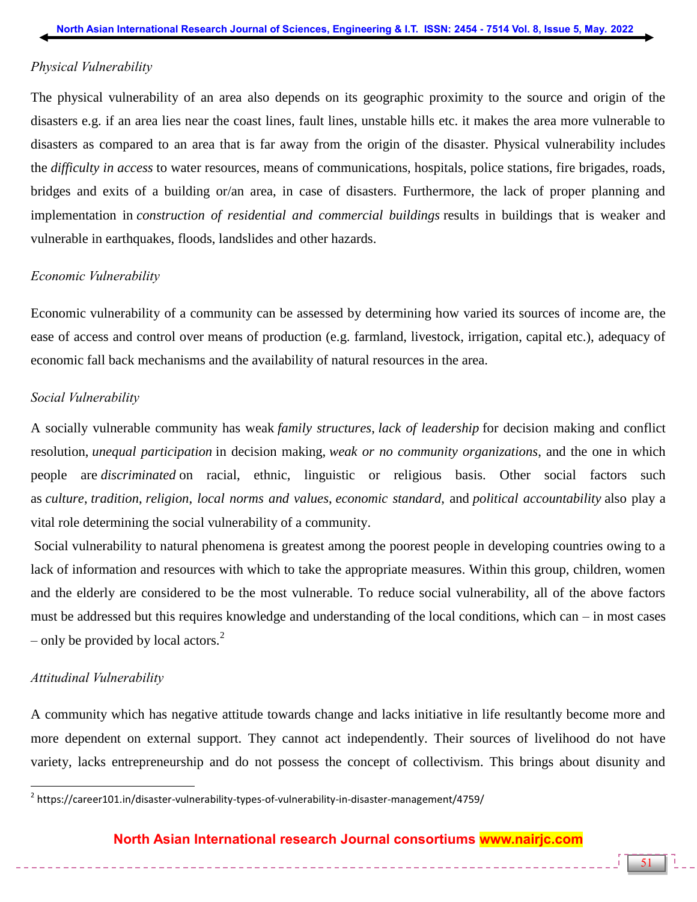*Physical Vulnerability*

The physical vulnerability of an area also depends on its geographic proximity to the source and origin of the disasters e.g. if an area lies near the coast lines, fault lines, unstable hills etc. it makes the area more vulnerable to disasters as compared to an area that is far away from the origin of the disaster. Physical vulnerability includes the *difficulty in access* to water resources, means of communications, hospitals, police stations, fire brigades, roads, bridges and exits of a building or/an area, in case of disasters. Furthermore, the lack of proper planning and implementation in *construction of residential and commercial buildings* results in buildings that is weaker and vulnerable in earthquakes, floods, landslides and other hazards.

*Economic Vulnerability*

Economic vulnerability of a community can be assessed by determining how varied its sources of income are, the ease of access and control over means of production (e.g. farmland, livestock, irrigation, capital etc.), adequacy of economic fall back mechanisms and the availability of natural resources in the area.

*Social Vulnerability*

A socially vulnerable community has weak *family structures*, *lack of leadership* for decision making and conflict resolution, *unequal participation* in decision making, *weak or no community organizations*, and the one in which people are *discriminated* on racial, ethnic, linguistic or religious basis. Other social factors such as *culture*, *tradition*, *religion*, *local norms and values*, *economic standard*, and *political accountability* also play a vital role determining the social vulnerability of a community.

Social vulnerability to natural phenomena is greatest among the poorest people in developing countries owing to a lack of information and resources with which to take the appropriate measures. Within this group, children, women and the elderly are considered to be the most vulnerable. To reduce social vulnerability, all of the above factors must be addressed but this requires knowledge and understanding of the local conditions, which can – in most cases – only be provided by local actors.[2]

*Attitudinal Vulnerability*

A community which has negative attitude towards change and lacks initiative in life resultantly become more and more dependent on external support. They cannot act independently. Their sources of livelihood do not have variety, lacks entrepreneurship and do not possess the concept of collectivism. This brings about disunity and

---

[2] https://career101.in/disaster-vulnerability-types-of-vulnerability-in-disaster-management/4759/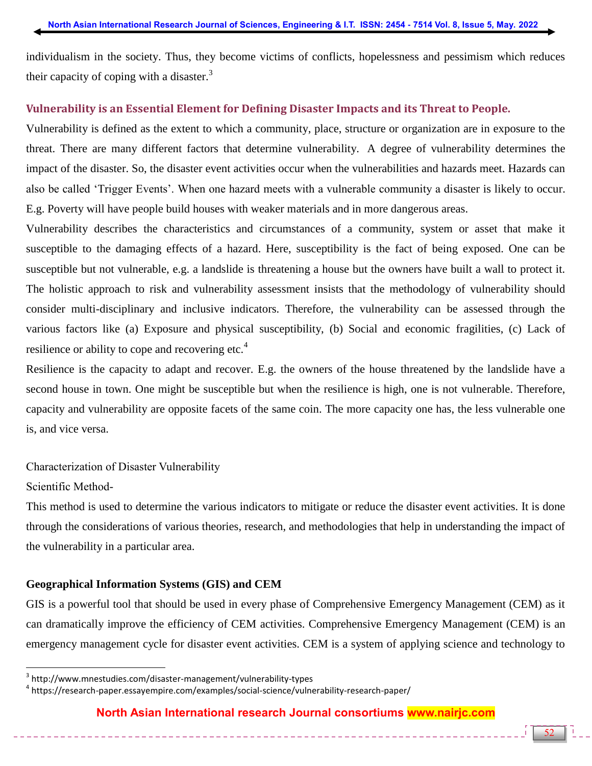individualism in the society. Thus, they become victims of conflicts, hopelessness and pessimism which reduces their capacity of coping with a disaster.[3]

### Vulnerability is an Essential Element for Defining Disaster Impacts and its Threat to People.

Vulnerability is defined as the extent to which a community, place, structure or organization are in exposure to the threat. There are many different factors that determine vulnerability. A degree of vulnerability determines the impact of the disaster. So, the disaster event activities occur when the vulnerabilities and hazards meet. Hazards can also be called 'Trigger Events'. When one hazard meets with a vulnerable community a disaster is likely to occur. E.g. Poverty will have people build houses with weaker materials and in more dangerous areas.

Vulnerability describes the characteristics and circumstances of a community, system or asset that make it susceptible to the damaging effects of a hazard. Here, susceptibility is the fact of being exposed. One can be susceptible but not vulnerable, e.g. a landslide is threatening a house but the owners have built a wall to protect it. The holistic approach to risk and vulnerability assessment insists that the methodology of vulnerability should consider multi-disciplinary and inclusive indicators. Therefore, the vulnerability can be assessed through the various factors like (a) Exposure and physical susceptibility, (b) Social and economic fragilities, (c) Lack of resilience or ability to cope and recovering etc.[4]

Resilience is the capacity to adapt and recover. E.g. the owners of the house threatened by the landslide have a second house in town. One might be susceptible but when the resilience is high, one is not vulnerable. Therefore, capacity and vulnerability are opposite facets of the same coin. The more capacity one has, the less vulnerable one is, and vice versa.

Characterization of Disaster Vulnerability

Scientific Method-

This method is used to determine the various indicators to mitigate or reduce the disaster event activities. It is done through the considerations of various theories, research, and methodologies that help in understanding the impact of the vulnerability in a particular area.

**Geographical Information Systems (GIS) and CEM**

GIS is a powerful tool that should be used in every phase of Comprehensive Emergency Management (CEM) as it can dramatically improve the efficiency of CEM activities. Comprehensive Emergency Management (CEM) is an emergency management cycle for disaster event activities. CEM is a system of applying science and technology to

---

[3] http://www.mnestudies.com/disaster-management/vulnerability-types

[4] https://research-paper.essayempire.com/examples/social-science/vulnerability-research-paper/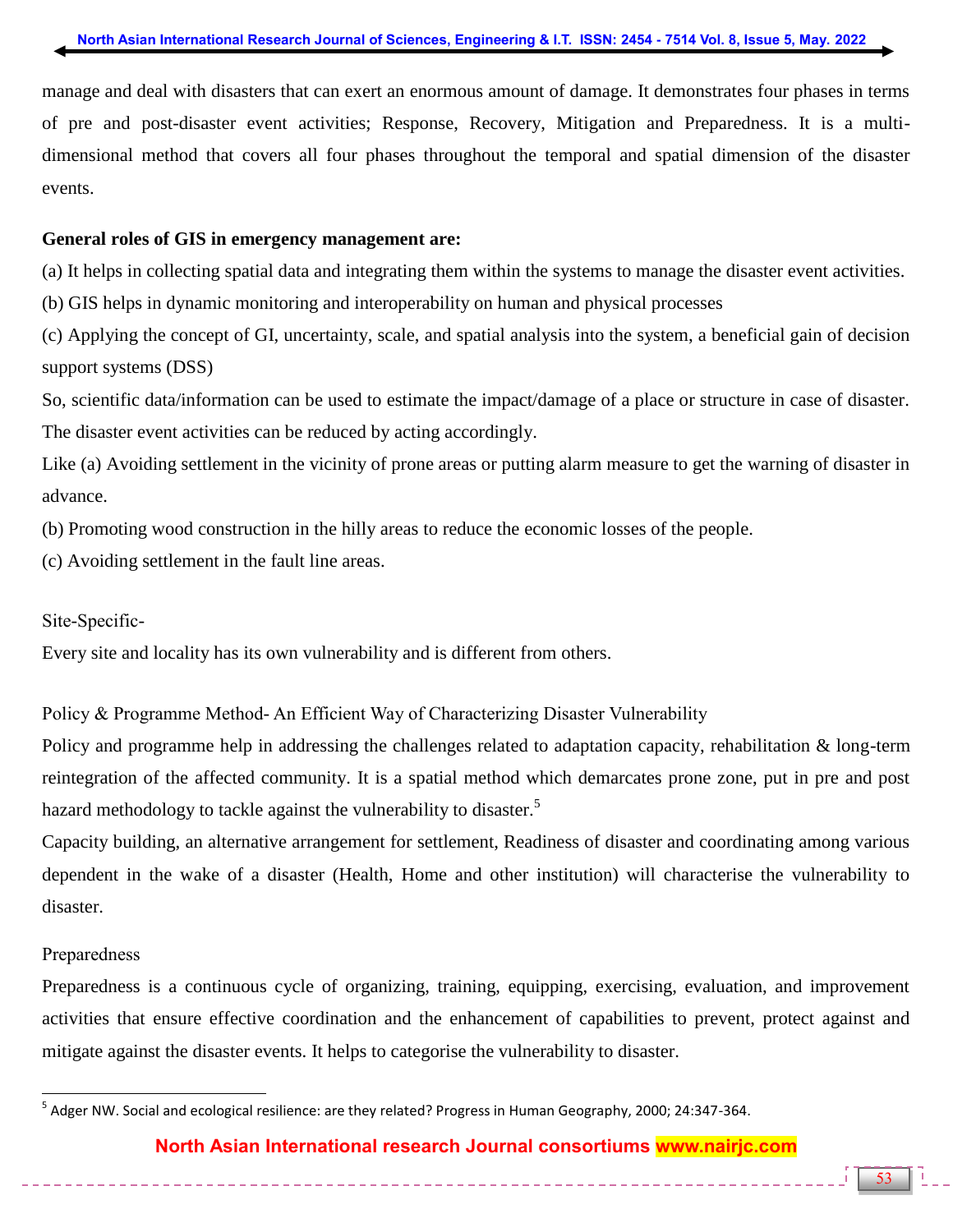manage and deal with disasters that can exert an enormous amount of damage. It demonstrates four phases in terms of pre and post-disaster event activities; Response, Recovery, Mitigation and Preparedness. It is a multi-dimensional method that covers all four phases throughout the temporal and spatial dimension of the disaster events.

**General roles of GIS in emergency management are:**

(a) It helps in collecting spatial data and integrating them within the systems to manage the disaster event activities.

(b) GIS helps in dynamic monitoring and interoperability on human and physical processes

(c) Applying the concept of GI, uncertainty, scale, and spatial analysis into the system, a beneficial gain of decision support systems (DSS)

So, scientific data/information can be used to estimate the impact/damage of a place or structure in case of disaster. The disaster event activities can be reduced by acting accordingly.

Like (a) Avoiding settlement in the vicinity of prone areas or putting alarm measure to get the warning of disaster in advance.

(b) Promoting wood construction in the hilly areas to reduce the economic losses of the people.

(c) Avoiding settlement in the fault line areas.

Site-Specific-

Every site and locality has its own vulnerability and is different from others.

Policy & Programme Method- An Efficient Way of Characterizing Disaster Vulnerability

Policy and programme help in addressing the challenges related to adaptation capacity, rehabilitation & long-term reintegration of the affected community. It is a spatial method which demarcates prone zone, put in pre and post hazard methodology to tackle against the vulnerability to disaster.[5]

Capacity building, an alternative arrangement for settlement, Readiness of disaster and coordinating among various dependent in the wake of a disaster (Health, Home and other institution) will characterise the vulnerability to disaster.

Preparedness

Preparedness is a continuous cycle of organizing, training, equipping, exercising, evaluation, and improvement activities that ensure effective coordination and the enhancement of capabilities to prevent, protect against and mitigate against the disaster events. It helps to categorise the vulnerability to disaster.

---

[5] Adger NW. Social and ecological resilience: are they related? Progress in Human Geography, 2000; 24:347-364.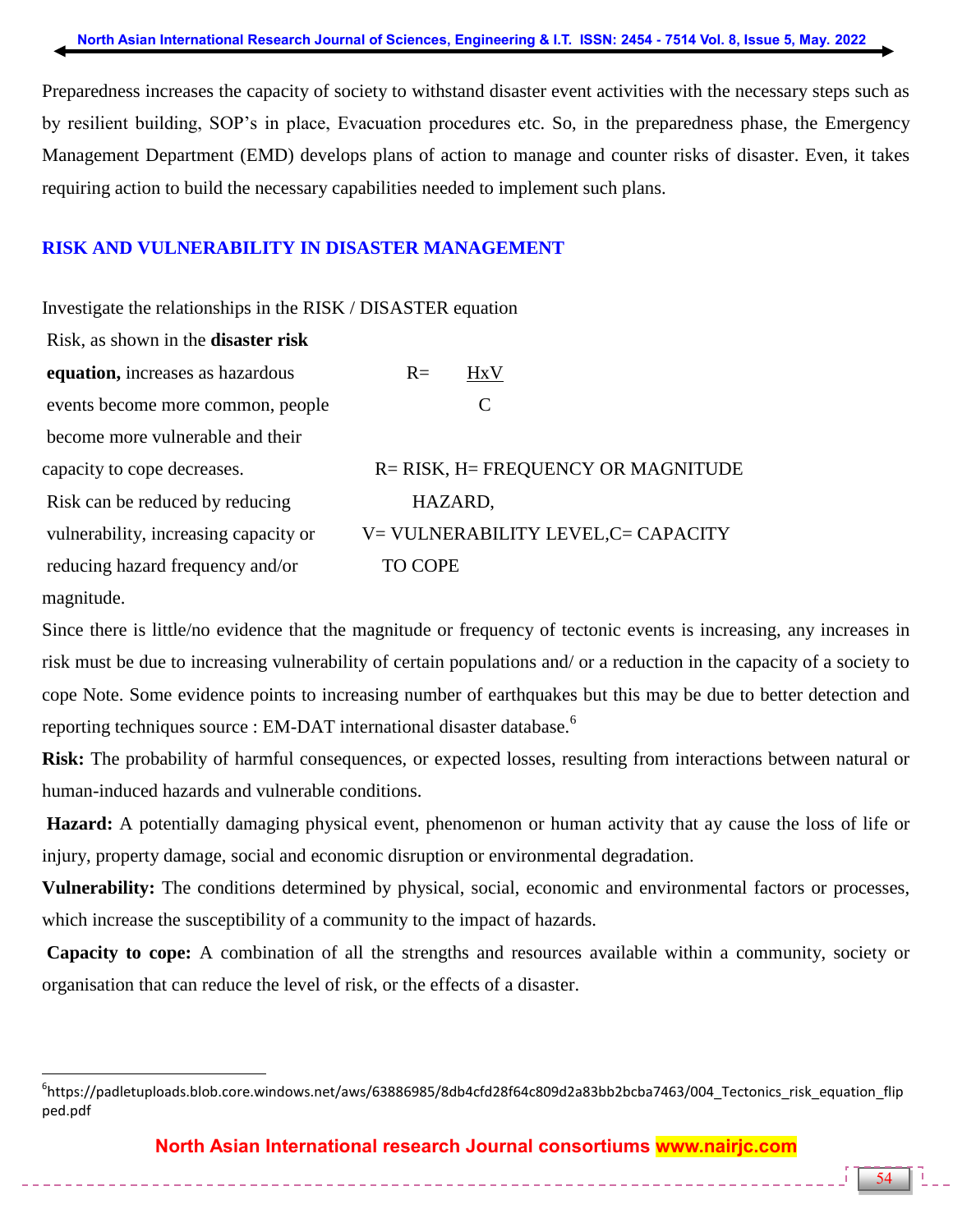Preparedness increases the capacity of society to withstand disaster event activities with the necessary steps such as by resilient building, SOP's in place, Evacuation procedures etc. So, in the preparedness phase, the Emergency Management Department (EMD) develops plans of action to manage and counter risks of disaster. Even, it takes requiring action to build the necessary capabilities needed to implement such plans.

## RISK AND VULNERABILITY IN DISASTER MANAGEMENT

Investigate the relationships in the RISK / DISASTER equation

Risk, as shown in the **disaster risk equation,** increases as hazardous events become more common, people become more vulnerable and their capacity to cope decreases.

Risk can be reduced by reducing vulnerability, increasing capacity or reducing hazard frequency and/or magnitude.

$$R = \frac{H \times V}{C}$$

R= RISK, H= FREQUENCY OR MAGNITUDE HAZARD,
V= VULNERABILITY LEVEL,C= CAPACITY TO COPE

Since there is little/no evidence that the magnitude or frequency of tectonic events is increasing, any increases in risk must be due to increasing vulnerability of certain populations and/ or a reduction in the capacity of a society to cope Note. Some evidence points to increasing number of earthquakes but this may be due to better detection and reporting techniques source : EM-DAT international disaster database.[6]

**Risk:** The probability of harmful consequences, or expected losses, resulting from interactions between natural or human-induced hazards and vulnerable conditions.

**Hazard:** A potentially damaging physical event, phenomenon or human activity that ay cause the loss of life or injury, property damage, social and economic disruption or environmental degradation.

**Vulnerability:** The conditions determined by physical, social, economic and environmental factors or processes, which increase the susceptibility of a community to the impact of hazards.

**Capacity to cope:** A combination of all the strengths and resources available within a community, society or organisation that can reduce the level of risk, or the effects of a disaster.

---

[6] https://padletuploads.blob.core.windows.net/aws/63886985/8db4cfd28f64c809d2a83bb2bcba7463/004_Tectonics_risk_equation_flipped.pdf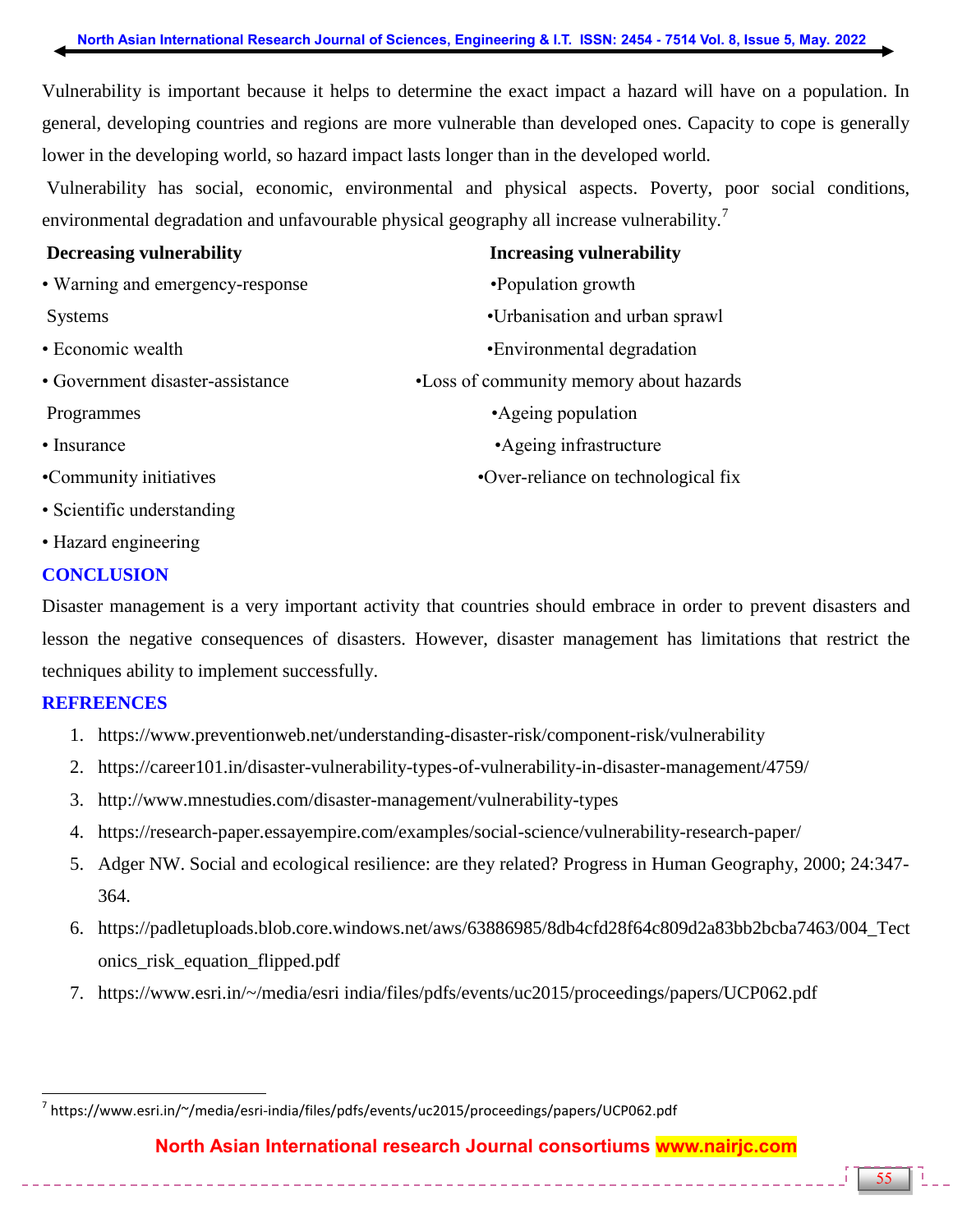Vulnerability is important because it helps to determine the exact impact a hazard will have on a population. In general, developing countries and regions are more vulnerable than developed ones. Capacity to cope is generally lower in the developing world, so hazard impact lasts longer than in the developed world.

Vulnerability has social, economic, environmental and physical aspects. Poverty, poor social conditions, environmental degradation and unfavourable physical geography all increase vulnerability.[7]

| Decreasing vulnerability | Increasing vulnerability |
|---|---|
| • Warning and emergency-response Systems | •Population growth |
| • Economic wealth | •Urbanisation and urban sprawl |
| • Government disaster-assistance Programmes | •Environmental degradation |
| • Insurance | •Loss of community memory about hazards |
| •Community initiatives | •Ageing population |
| • Scientific understanding | •Ageing infrastructure |
| • Hazard engineering | •Over-reliance on technological fix |

## CONCLUSION

Disaster management is a very important activity that countries should embrace in order to prevent disasters and lesson the negative consequences of disasters. However, disaster management has limitations that restrict the techniques ability to implement successfully.

## REFREENCES

1. https://www.preventionweb.net/understanding-disaster-risk/component-risk/vulnerability
2. https://career101.in/disaster-vulnerability-types-of-vulnerability-in-disaster-management/4759/
3. http://www.mnestudies.com/disaster-management/vulnerability-types
4. https://research-paper.essayempire.com/examples/social-science/vulnerability-research-paper/
5. Adger NW. Social and ecological resilience: are they related? Progress in Human Geography, 2000; 24:347-364.
6. https://padletuploads.blob.core.windows.net/aws/63886985/8db4cfd28f64c809d2a83bb2bcba7463/004_Tectonics_risk_equation_flipped.pdf
7. https://www.esri.in/~/media/esri india/files/pdfs/events/uc2015/proceedings/papers/UCP062.pdf

[7] https://www.esri.in/~/media/esri-india/files/pdfs/events/uc2015/proceedings/papers/UCP062.pdf